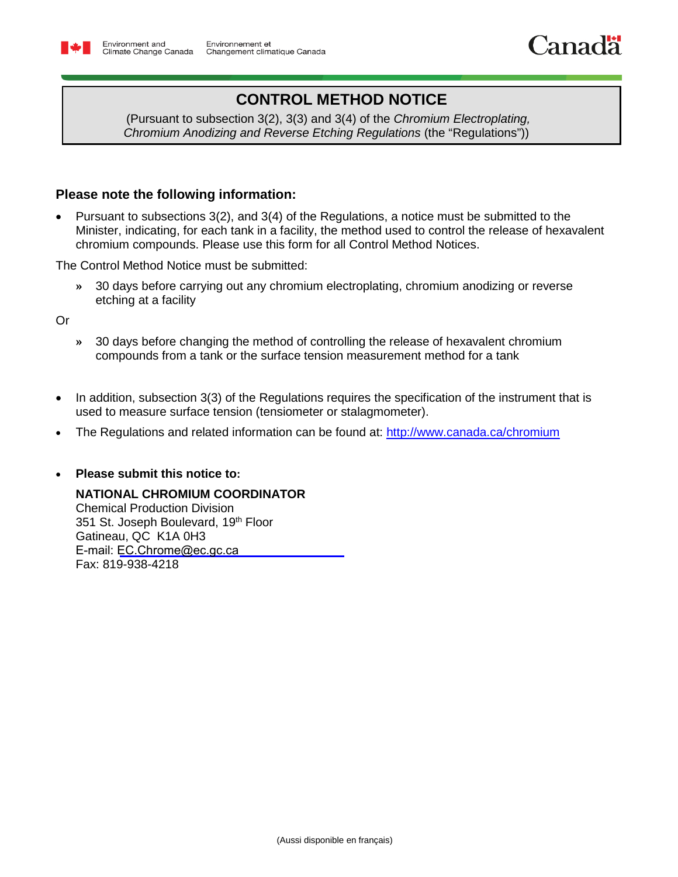Environment and Climate Change Canada / Environnement et Changement climatique Canada

# CONTROL METHOD NOTICE

(Pursuant to subsection 3(2), 3(3) and 3(4) of the *Chromium Electroplating, Chromium Anodizing and Reverse Etching Regulations* (the "Regulations"))

## Please note the following information:

- Pursuant to subsections 3(2), and 3(4) of the Regulations, a notice must be submitted to the Minister, indicating, for each tank in a facility, the method used to control the release of hexavalent chromium compounds. Please use this form for all Control Method Notices.

The Control Method Notice must be submitted:

- » 30 days before carrying out any chromium electroplating, chromium anodizing or reverse etching at a facility

Or

- » 30 days before changing the method of controlling the release of hexavalent chromium compounds from a tank or the surface tension measurement method for a tank

- In addition, subsection 3(3) of the Regulations requires the specification of the instrument that is used to measure surface tension (tensiometer or stalagmometer).
- The Regulations and related information can be found at: http://www.canada.ca/chromium
- **Please submit this notice to:**

  **NATIONAL CHROMIUM COORDINATOR**
  Chemical Production Division
  351 St. Joseph Boulevard, 19th Floor
  Gatineau, QC K1A 0H3
  E-mail: EC.Chrome@ec.gc.ca
  Fax: 819-938-4218

(Aussi disponible en français)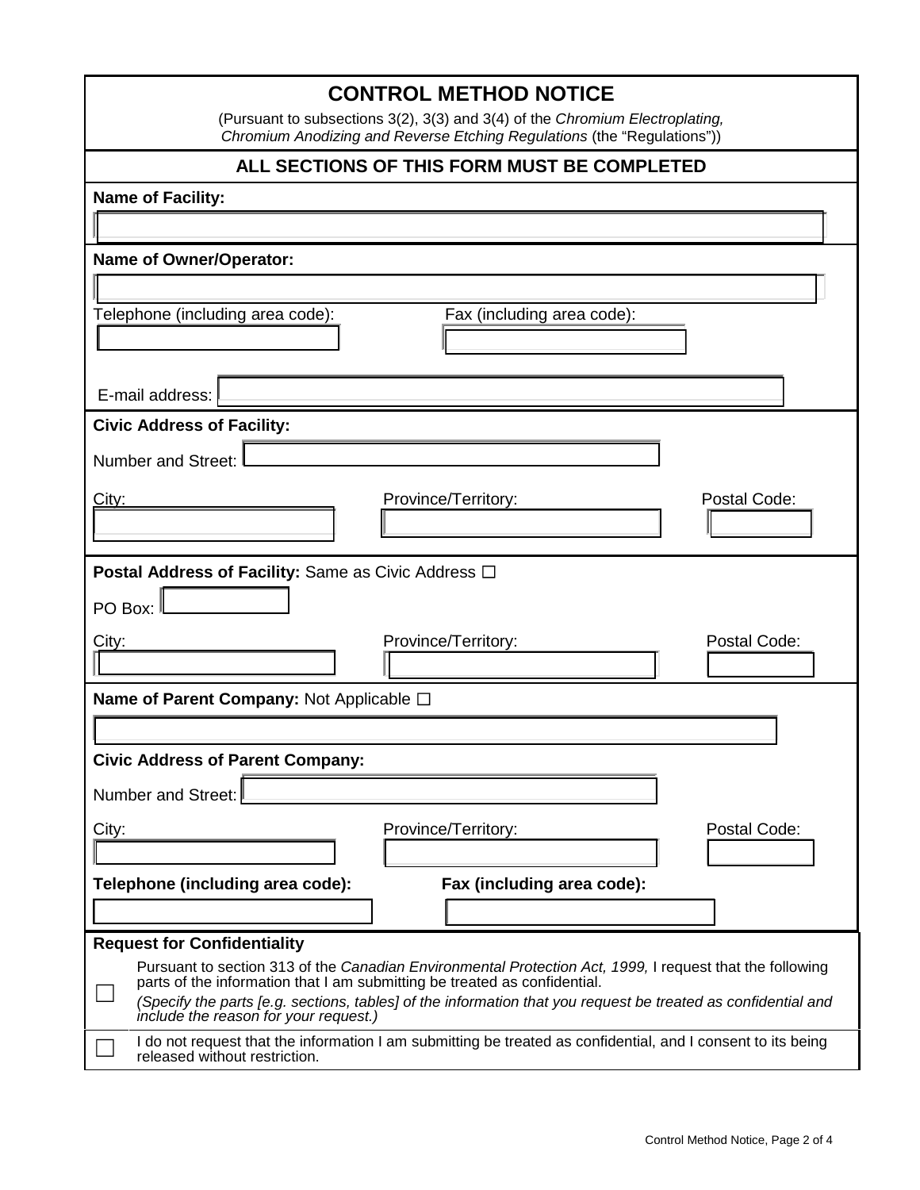# CONTROL METHOD NOTICE

(Pursuant to subsections 3(2), 3(3) and 3(4) of the *Chromium Electroplating, Chromium Anodizing and Reverse Etching Regulations* (the "Regulations"))

## ALL SECTIONS OF THIS FORM MUST BE COMPLETED

**Name of Facility:**

**Name of Owner/Operator:**

Telephone (including area code):

Fax (including area code):

E-mail address:

**Civic Address of Facility:**

Number and Street:

City:

Province/Territory:

Postal Code:

**Postal Address of Facility:** Same as Civic Address ☐

PO Box:

City:

Province/Territory:

Postal Code:

**Name of Parent Company:** Not Applicable ☐

**Civic Address of Parent Company:**

Number and Street:

City:

Province/Territory:

Postal Code:

**Telephone (including area code):**

**Fax (including area code):**

**Request for Confidentiality**

☐ Pursuant to section 313 of the *Canadian Environmental Protection Act, 1999,* I request that the following parts of the information that I am submitting be treated as confidential.
*(Specify the parts [e.g. sections, tables] of the information that you request be treated as confidential and include the reason for your request.)*

☐ I do not request that the information I am submitting be treated as confidential, and I consent to its being released without restriction.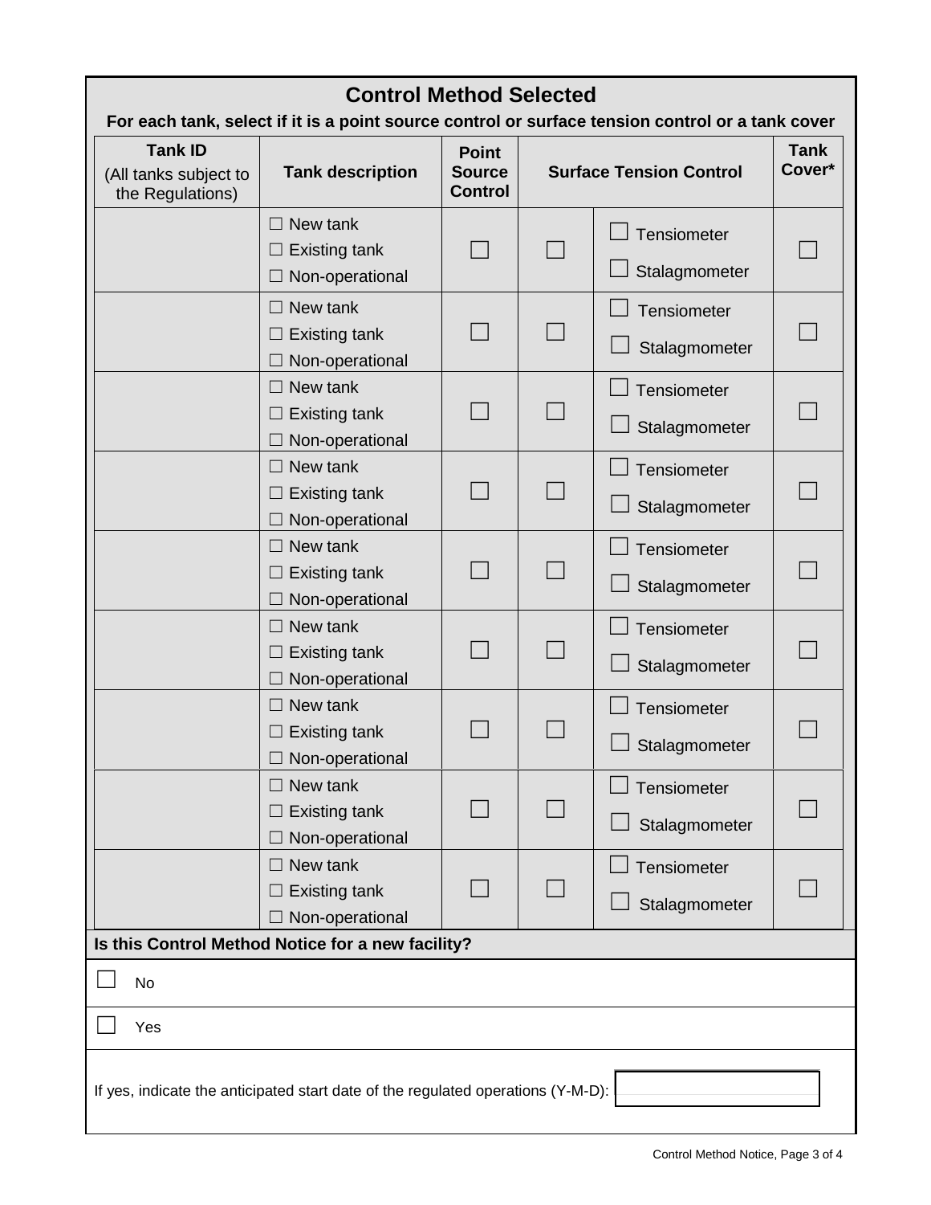## Control Method Selected

**For each tank, select if it is a point source control or surface tension control or a tank cover**

| Tank ID (All tanks subject to the Regulations) | Tank description | Point Source Control | Surface Tension Control | | Tank Cover* |
|---|---|---|---|---|---|
| | ☐ New tank<br>☐ Existing tank<br>☐ Non-operational | ☐ | ☐ | ☐ Tensiometer<br>☐ Stalagmometer | ☐ |
| | ☐ New tank<br>☐ Existing tank<br>☐ Non-operational | ☐ | ☐ | ☐ Tensiometer<br>☐ Stalagmometer | ☐ |
| | ☐ New tank<br>☐ Existing tank<br>☐ Non-operational | ☐ | ☐ | ☐ Tensiometer<br>☐ Stalagmometer | ☐ |
| | ☐ New tank<br>☐ Existing tank<br>☐ Non-operational | ☐ | ☐ | ☐ Tensiometer<br>☐ Stalagmometer | ☐ |
| | ☐ New tank<br>☐ Existing tank<br>☐ Non-operational | ☐ | ☐ | ☐ Tensiometer<br>☐ Stalagmometer | ☐ |
| | ☐ New tank<br>☐ Existing tank<br>☐ Non-operational | ☐ | ☐ | ☐ Tensiometer<br>☐ Stalagmometer | ☐ |
| | ☐ New tank<br>☐ Existing tank<br>☐ Non-operational | ☐ | ☐ | ☐ Tensiometer<br>☐ Stalagmometer | ☐ |
| | ☐ New tank<br>☐ Existing tank<br>☐ Non-operational | ☐ | ☐ | ☐ Tensiometer<br>☐ Stalagmometer | ☐ |
| | ☐ New tank<br>☐ Existing tank<br>☐ Non-operational | ☐ | ☐ | ☐ Tensiometer<br>☐ Stalagmometer | ☐ |

**Is this Control Method Notice for a new facility?**

☐ No

☐ Yes

If yes, indicate the anticipated start date of the regulated operations (Y-M-D): ____________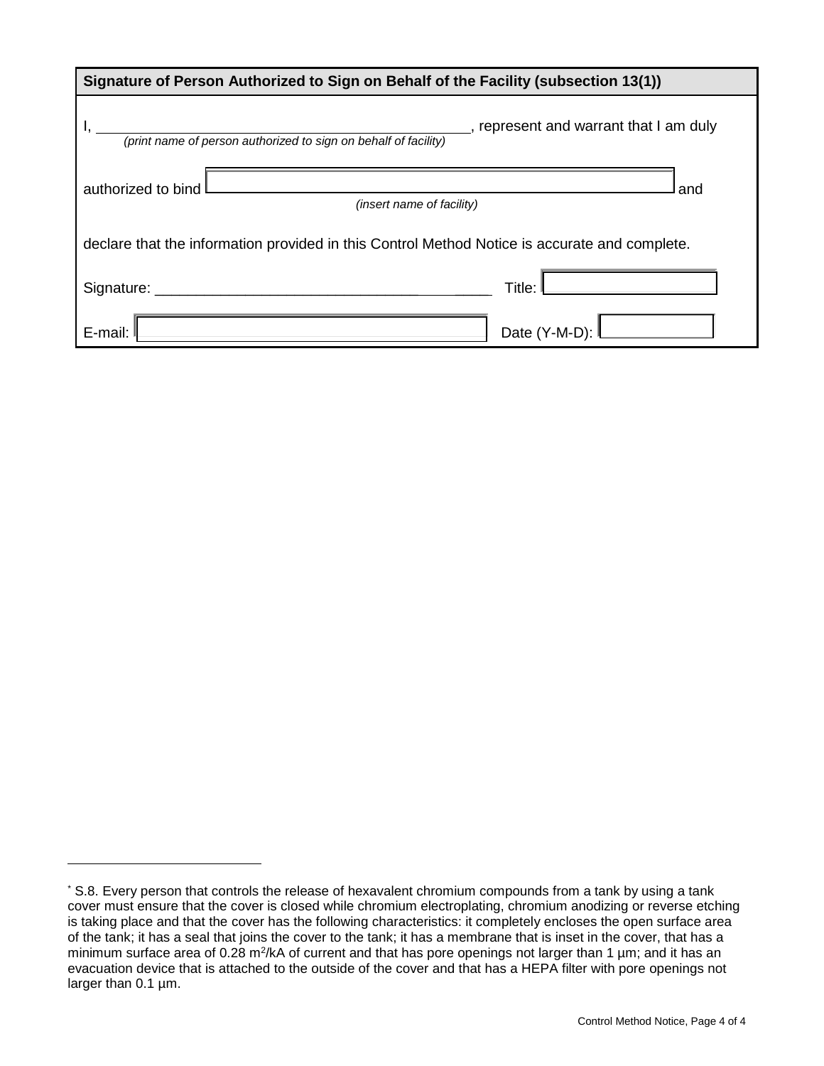**Signature of Person Authorized to Sign on Behalf of the Facility (subsection 13(1))**

I, ______________________________________________, represent and warrant that I am duly
*(print name of person authorized to sign on behalf of facility)*

authorized to bind ______________________________________________ and
*(insert name of facility)*

declare that the information provided in this Control Method Notice is accurate and complete.

Signature: ______________________________________ Title: ____________________

E-mail: ______________________________________ Date (Y-M-D): ______________

---

* S.8. Every person that controls the release of hexavalent chromium compounds from a tank by using a tank cover must ensure that the cover is closed while chromium electroplating, chromium anodizing or reverse etching is taking place and that the cover has the following characteristics: it completely encloses the open surface area of the tank; it has a seal that joins the cover to the tank; it has a membrane that is inset in the cover, that has a minimum surface area of 0.28 $m^2$/kA of current and that has pore openings not larger than 1 µm; and it has an evacuation device that is attached to the outside of the cover and that has a HEPA filter with pore openings not larger than 0.1 µm.